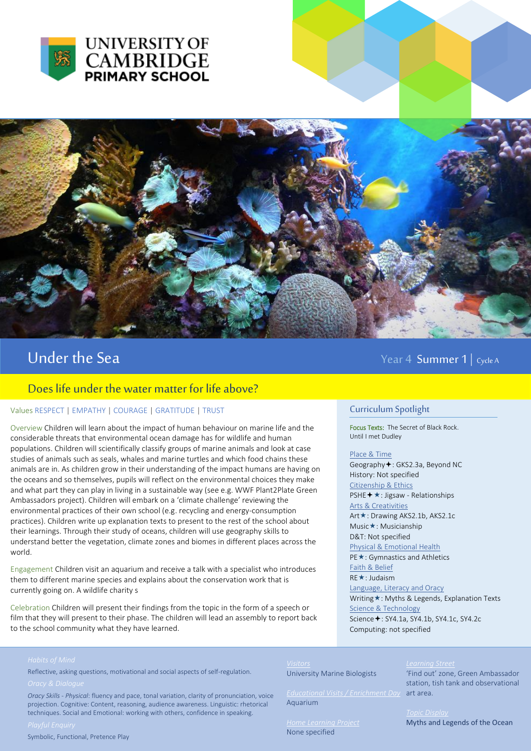UNIVERSITY OF CAMBRIDGE PRIMARY SCHOOL

# Under the Sea

Year 4 Summer 1 | Cycle A

## Does life under the water matter for life above?

Values RESPECT | EMPATHY | COURAGE | GRATITUDE | TRUST

**Overview** Children will learn about the impact of human behaviour on marine life and the considerable threats that environmental ocean damage has for wildlife and human populations. Children will scientifically classify groups of marine animals and look at case studies of animals such as seals, whales and marine turtles and which food chains these animals are in. As children grow in their understanding of the impact humans are having on the oceans and so themselves, pupils will reflect on the environmental choices they make and what part they can play in living in a sustainable way (see e.g. WWF Plant2Plate Green Ambassadors project). Children will embark on a 'climate challenge' reviewing the environmental practices of their own school (e.g. recycling and energy-consumption practices). Children write up explanation texts to present to the rest of the school about their learnings. Through their study of oceans, children will use geography skills to understand better the vegetation, climate zones and biomes in different places across the world.

**Engagement** Children visit an aquarium and receive a talk with a specialist who introduces them to different marine species and explains about the conservation work that is currently going on. A wildlife charity s

**Celebration** Children will present their findings from the topic in the form of a speech or film that they will present to their phase. The children will lead an assembly to report back to the school community what they have learned.

### Curriculum Spotlight

**Focus Texts:** The Secret of Black Rock. Until I met Dudley

**Place & Time**
Geography✦: GKS2.3a, Beyond NC
History: Not specified

**Citizenship & Ethics**
PSHE✦★: Jigsaw - Relationships

**Arts & Creativities**
Art★: Drawing AKS2.1b, AKS2.1c
Music★: Musicianship
D&T: Not specified

**Physical & Emotional Health**
PE★: Gymnastics and Athletics

**Faith & Belief**
RE★: Judaism

**Language, Literacy and Oracy**
Writing★: Myths & Legends, Explanation Texts

**Science & Technology**
Science✦: SY4.1a, SY4.1b, SY4.1c, SY4.2c
Computing: not specified

**Habits of Mind**
Reflective, asking questions, motivational and social aspects of self-regulation.

**Oracy & Dialogue**
*Oracy Skills - Physical*: fluency and pace, tonal variation, clarity of pronunciation, voice projection. Cognitive: Content, reasoning, audience awareness. Linguistic: rhetorical techniques. Social and Emotional: working with others, confidence in speaking.

**Playful Enquiry**
Symbolic, Functional, Pretence Play

**Visitors**
University Marine Biologists

**Educational Visits / Enrichment Day**
Aquarium

**Home Learning Project**
None specified

**Learning Street**
'Find out' zone, Green Ambassador station, tish tank and observational art area.

**Topic Display**
Myths and Legends of the Ocean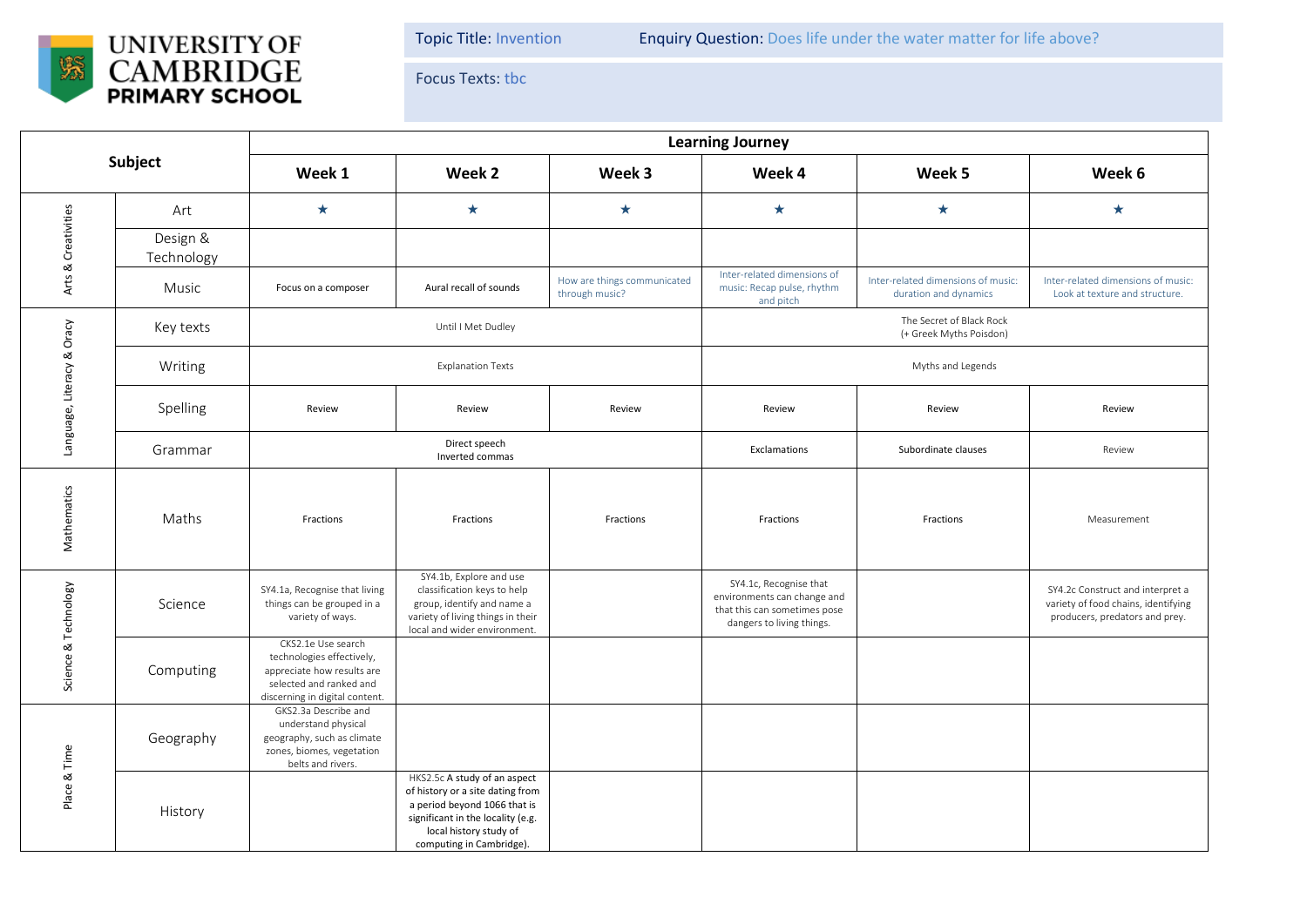**UNIVERSITY OF CAMBRIDGE PRIMARY SCHOOL**

Topic Title: Invention | Enquiry Question: Does life under the water matter for life above?

Focus Texts: tbc

| Subject | | Learning Journey | | | | | |
|---|---|---|---|---|---|---|---|
| | | Week 1 | Week 2 | Week 3 | Week 4 | Week 5 | Week 6 |
| Arts & Creativities | Art | ★ | ★ | ★ | ★ | ★ | ★ |
| | Design & Technology | | | | | | |
| | Music | Focus on a composer | Aural recall of sounds | How are things communicated through music? | Inter-related dimensions of music: Recap pulse, rhythm and pitch | Inter-related dimensions of music: duration and dynamics | Inter-related dimensions of music: Look at texture and structure. |
| Language, Literacy & Oracy | Key texts | Until I Met Dudley | | | The Secret of Black Rock (+ Greek Myths Poisdon) | | |
| | Writing | Explanation Texts | | | Myths and Legends | | |
| | Spelling | Review | Review | Review | Review | Review | Review |
| | Grammar | Direct speech Inverted commas | | | Exclamations | Subordinate clauses | Review |
| Mathematics | Maths | Fractions | Fractions | Fractions | Fractions | Fractions | Measurement |
| Science & Technology | Science | SY4.1a, Recognise that living things can be grouped in a variety of ways. | SY4.1b, Explore and use classification keys to help group, identify and name a variety of living things in their local and wider environment. | | SY4.1c, Recognise that environments can change and that this can sometimes pose dangers to living things. | | SY4.2c Construct and interpret a variety of food chains, identifying producers, predators and prey. |
| | Computing | CKS2.1e Use search technologies effectively, appreciate how results are selected and ranked and discerning in digital content. | | | | | |
| Place & Time | Geography | GKS2.3a Describe and understand physical geography, such as climate zones, biomes, vegetation belts and rivers. | | | | | |
| | History | | HKS2.5c A study of an aspect of history or a site dating from a period beyond 1066 that is significant in the locality (e.g. local history study of computing in Cambridge). | | | | |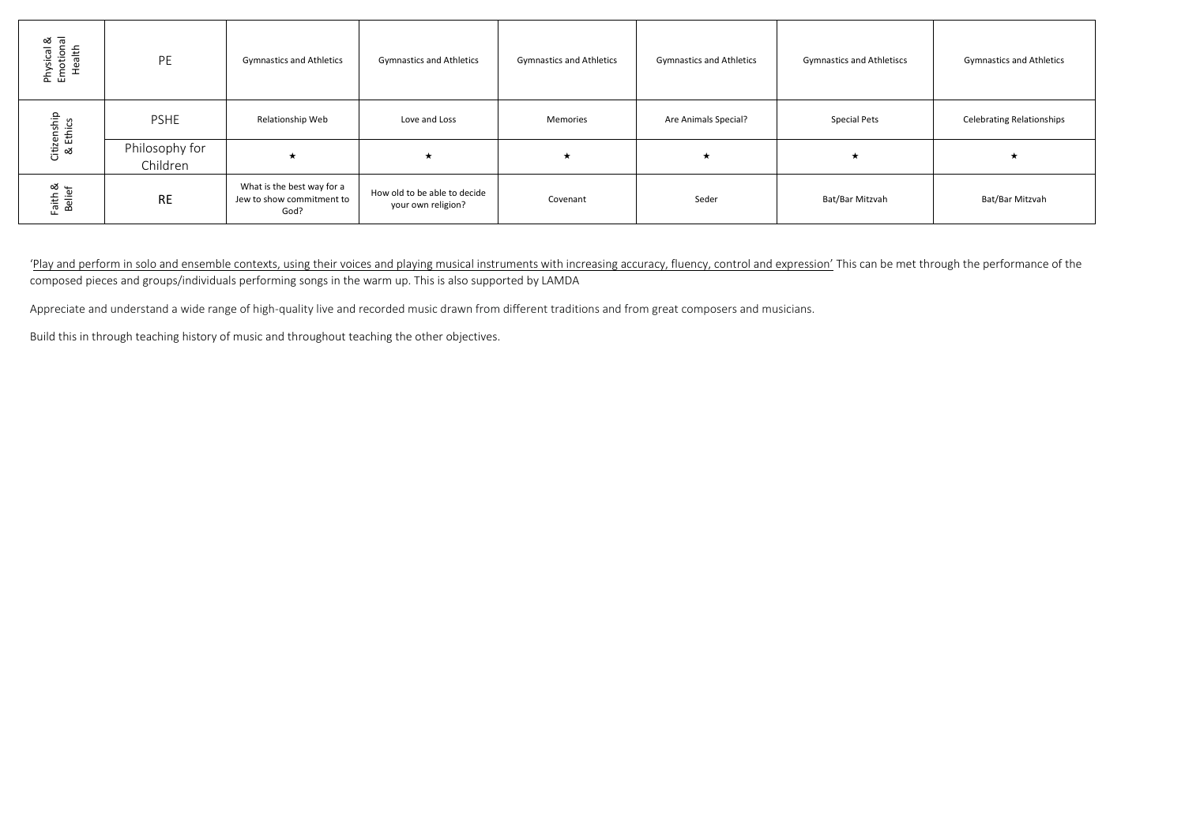| | | | | | | | |
|---|---|---|---|---|---|---|---|
| Physical & Emotional Health | PE | Gymnastics and Athletics | Gymnastics and Athletics | Gymnastics and Athletics | Gymnastics and Athletics | Gymnastics and Athletiscs | Gymnastics and Athletics |
| Citizenship & Ethics | PSHE | Relationship Web | Love and Loss | Memories | Are Animals Special? | Special Pets | Celebrating Relationships |
| | Philosophy for Children | ★ | ★ | ★ | ★ | ★ | ★ |
| Faith & Belief | RE | What is the best way for a Jew to show commitment to God? | How old to be able to decide your own religion? | Covenant | Seder | Bat/Bar Mitzvah | Bat/Bar Mitzvah |

'Play and perform in solo and ensemble contexts, using their voices and playing musical instruments with increasing accuracy, fluency, control and expression' This can be met through the performance of the composed pieces and groups/individuals performing songs in the warm up. This is also supported by LAMDA

Appreciate and understand a wide range of high-quality live and recorded music drawn from different traditions and from great composers and musicians.

Build this in through teaching history of music and throughout teaching the other objectives.